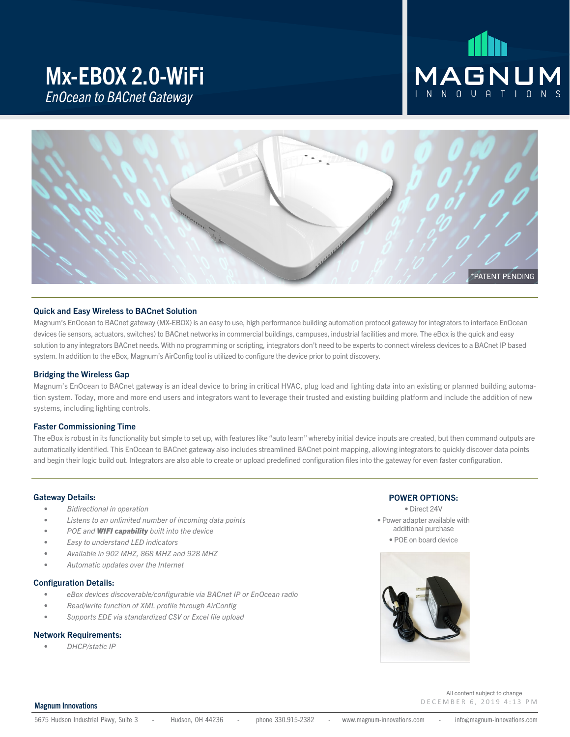# Mx-EBOX 2.0-WiFi

*EnOcean to BACnet Gateway*

MAGNUM INNOVATIONS

*PATENT PENDING

### Quick and Easy Wireless to BACnet Solution

Magnum's EnOcean to BACnet gateway (MX-EBOX) is an easy to use, high performance building automation protocol gateway for integrators to interface EnOcean devices (ie sensors, actuators, switches) to BACnet networks in commercial buildings, campuses, industrial facilities and more. The eBox is the quick and easy solution to any integrators BACnet needs. With no programming or scripting, integrators don't need to be experts to connect wireless devices to a BACnet IP based system. In addition to the eBox, Magnum's AirConfig tool is utilized to configure the device prior to point discovery.

### Bridging the Wireless Gap

Magnum's EnOcean to BACnet gateway is an ideal device to bring in critical HVAC, plug load and lighting data into an existing or planned building automation system. Today, more and more end users and integrators want to leverage their trusted and existing building platform and include the addition of new systems, including lighting controls.

### Faster Commissioning Time

The eBox is robust in its functionality but simple to set up, with features like "auto learn" whereby initial device inputs are created, but then command outputs are automatically identified. This EnOcean to BACnet gateway also includes streamlined BACnet point mapping, allowing integrators to quickly discover data points and begin their logic build out. Integrators are also able to create or upload predefined configuration files into the gateway for even faster configuration.

### Gateway Details:

- *Bidirectional in operation*
- *Listens to an unlimited number of incoming data points*
- *POE and **WIFI capability** built into the device*
- *Easy to understand LED indicators*
- *Available in 902 MHZ, 868 MHZ and 928 MHZ*
- *Automatic updates over the Internet*

### Configuration Details:

- *eBox devices discoverable/configurable via BACnet IP or EnOcean radio*
- *Read/write function of XML profile through AirConfig*
- *Supports EDE via standardized CSV or Excel file upload*

### Network Requirements:

- *DHCP/static IP*

### POWER OPTIONS:

- Direct 24V
- Power adapter available with additional purchase
- POE on board device

All content subject to change

DECEMBER 6, 2019 4:13 PM

**Magnum Innovations**

5675 Hudson Industrial Pkwy, Suite 3 - Hudson, OH 44236 - phone 330.915-2382 - www.magnum-innovations.com - info@magnum-innovations.com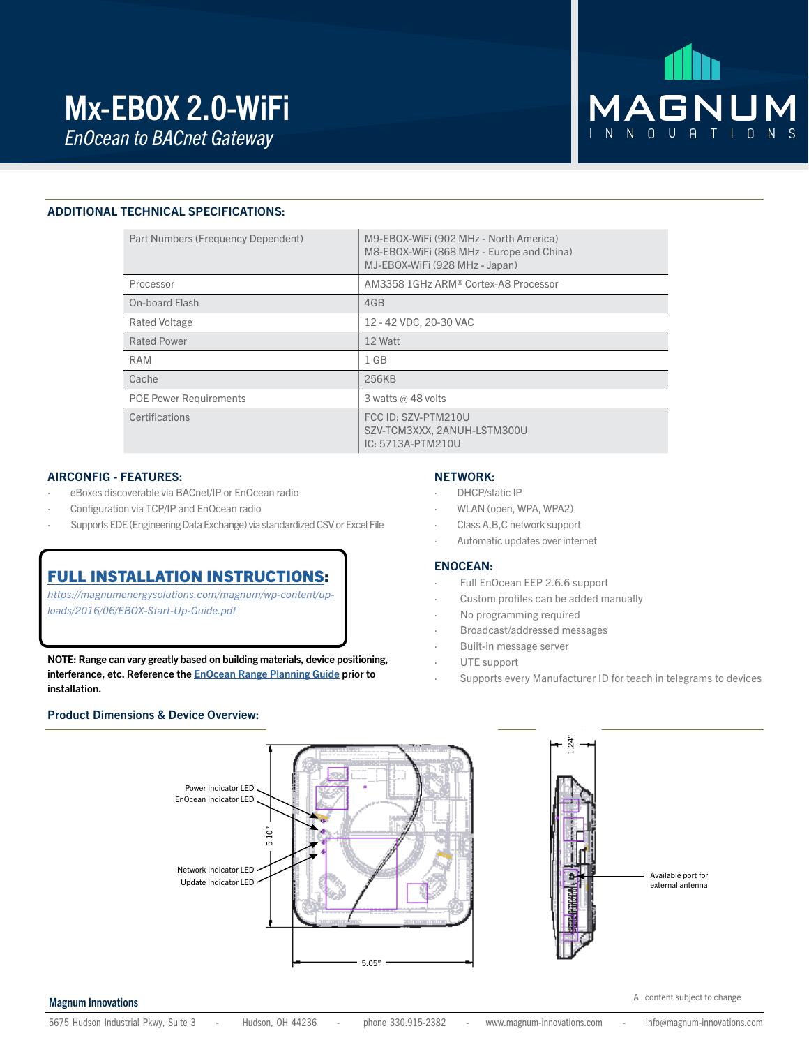# Mx-EBOX 2.0-WiFi

*EnOcean to BACnet Gateway*

MAGNUM INNOVATIONS

## ADDITIONAL TECHNICAL SPECIFICATIONS:

| | |
|---|---|
| Part Numbers (Frequency Dependent) | M9-EBOX-WiFi (902 MHz - North America)<br>M8-EBOX-WiFi (868 MHz - Europe and China)<br>MJ-EBOX-WiFi (928 MHz - Japan) |
| Processor | AM3358 1GHz ARM® Cortex-A8 Processor |
| On-board Flash | 4GB |
| Rated Voltage | 12 - 42 VDC, 20-30 VAC |
| Rated Power | 12 Watt |
| RAM | 1 GB |
| Cache | 256KB |
| POE Power Requirements | 3 watts @ 48 volts |
| Certifications | FCC ID: SZV-PTM210U<br>SZV-TCM3XXX, 2ANUH-LSTM300U<br>IC: 5713A-PTM210U |

## AIRCONFIG - FEATURES:

- eBoxes discoverable via BACnet/IP or EnOcean radio
- Configuration via TCP/IP and EnOcean radio
- Supports EDE (Engineering Data Exchange) via standardized CSV or Excel File

## FULL INSTALLATION INSTRUCTIONS:

*https://magnumenergysolutions.com/magnum/wp-content/uploads/2016/06/EBOX-Start-Up-Guide.pdf*

**NOTE: Range can vary greatly based on building materials, device positioning, interference, etc. Reference the EnOcean Range Planning Guide prior to installation.**

## NETWORK:

- DHCP/static IP
- WLAN (open, WPA, WPA2)
- Class A,B,C network support
- Automatic updates over internet

## ENOCEAN:

- Full EnOcean EEP 2.6.6 support
- Custom profiles can be added manually
- No programming required
- Broadcast/addressed messages
- Built-in message server
- UTE support
- Supports every Manufacturer ID for teach in telegrams to devices

## Product Dimensions & Device Overview:

Power Indicator LED

EnOcean Indicator LED

Network Indicator LED

Update Indicator LED

5.10"

5.05"

1.24"

Available port for external antenna

All content subject to change

**Magnum Innovations**

5675 Hudson Industrial Pkwy, Suite 3 - Hudson, OH 44236 - phone 330.915-2382 - www.magnum-innovations.com - info@magnum-innovations.com